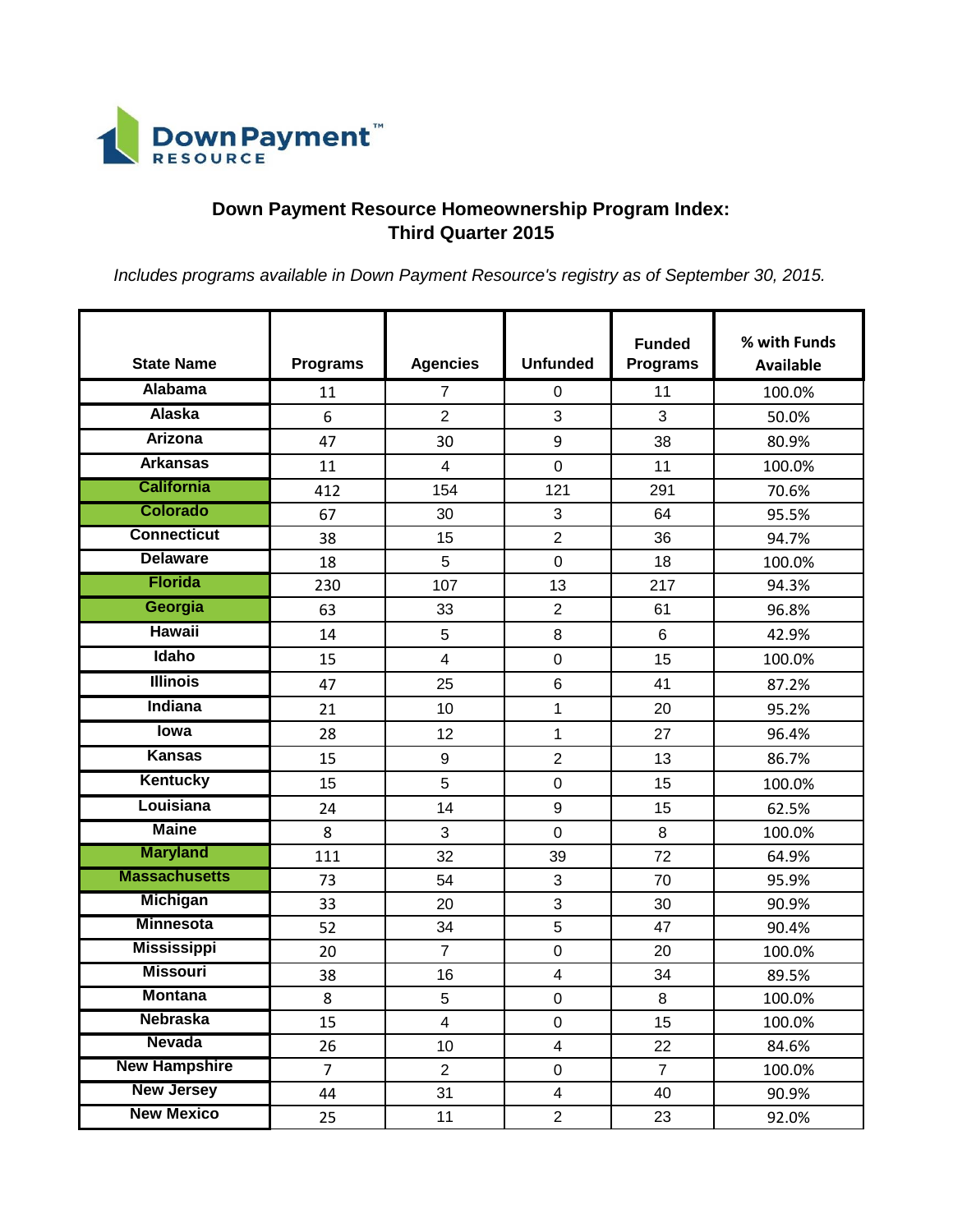Down Payment™ RESOURCE

## Down Payment Resource Homeownership Program Index: Third Quarter 2015

*Includes programs available in Down Payment Resource's registry as of September 30, 2015.*

| State Name | Programs | Agencies | Unfunded | Funded Programs | % with Funds Available |
|---|---|---|---|---|---|
| Alabama | 11 | 7 | 0 | 11 | 100.0% |
| Alaska | 6 | 2 | 3 | 3 | 50.0% |
| Arizona | 47 | 30 | 9 | 38 | 80.9% |
| Arkansas | 11 | 4 | 0 | 11 | 100.0% |
| California | 412 | 154 | 121 | 291 | 70.6% |
| Colorado | 67 | 30 | 3 | 64 | 95.5% |
| Connecticut | 38 | 15 | 2 | 36 | 94.7% |
| Delaware | 18 | 5 | 0 | 18 | 100.0% |
| Florida | 230 | 107 | 13 | 217 | 94.3% |
| Georgia | 63 | 33 | 2 | 61 | 96.8% |
| Hawaii | 14 | 5 | 8 | 6 | 42.9% |
| Idaho | 15 | 4 | 0 | 15 | 100.0% |
| Illinois | 47 | 25 | 6 | 41 | 87.2% |
| Indiana | 21 | 10 | 1 | 20 | 95.2% |
| Iowa | 28 | 12 | 1 | 27 | 96.4% |
| Kansas | 15 | 9 | 2 | 13 | 86.7% |
| Kentucky | 15 | 5 | 0 | 15 | 100.0% |
| Louisiana | 24 | 14 | 9 | 15 | 62.5% |
| Maine | 8 | 3 | 0 | 8 | 100.0% |
| Maryland | 111 | 32 | 39 | 72 | 64.9% |
| Massachusetts | 73 | 54 | 3 | 70 | 95.9% |
| Michigan | 33 | 20 | 3 | 30 | 90.9% |
| Minnesota | 52 | 34 | 5 | 47 | 90.4% |
| Mississippi | 20 | 7 | 0 | 20 | 100.0% |
| Missouri | 38 | 16 | 4 | 34 | 89.5% |
| Montana | 8 | 5 | 0 | 8 | 100.0% |
| Nebraska | 15 | 4 | 0 | 15 | 100.0% |
| Nevada | 26 | 10 | 4 | 22 | 84.6% |
| New Hampshire | 7 | 2 | 0 | 7 | 100.0% |
| New Jersey | 44 | 31 | 4 | 40 | 90.9% |
| New Mexico | 25 | 11 | 2 | 23 | 92.0% |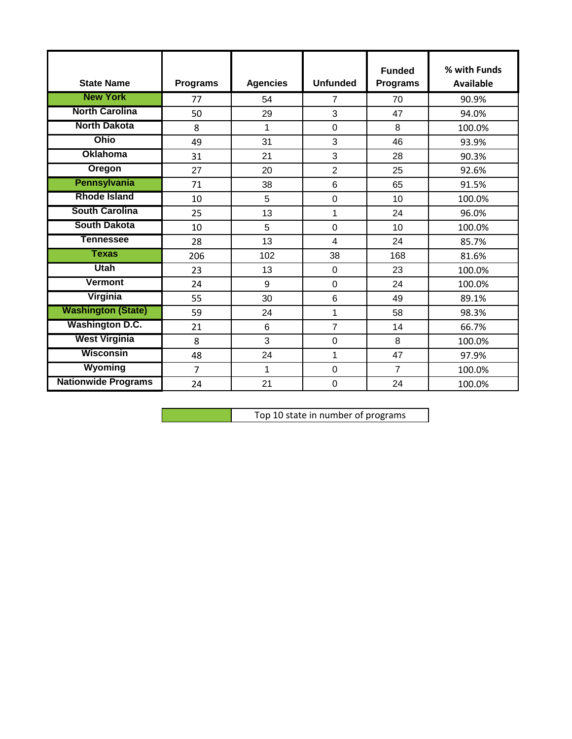| State Name | Programs | Agencies | Unfunded | Funded Programs | % with Funds Available |
|---|---|---|---|---|---|
| New York | 77 | 54 | 7 | 70 | 90.9% |
| North Carolina | 50 | 29 | 3 | 47 | 94.0% |
| North Dakota | 8 | 1 | 0 | 8 | 100.0% |
| Ohio | 49 | 31 | 3 | 46 | 93.9% |
| Oklahoma | 31 | 21 | 3 | 28 | 90.3% |
| Oregon | 27 | 20 | 2 | 25 | 92.6% |
| Pennsylvania | 71 | 38 | 6 | 65 | 91.5% |
| Rhode Island | 10 | 5 | 0 | 10 | 100.0% |
| South Carolina | 25 | 13 | 1 | 24 | 96.0% |
| South Dakota | 10 | 5 | 0 | 10 | 100.0% |
| Tennessee | 28 | 13 | 4 | 24 | 85.7% |
| Texas | 206 | 102 | 38 | 168 | 81.6% |
| Utah | 23 | 13 | 0 | 23 | 100.0% |
| Vermont | 24 | 9 | 0 | 24 | 100.0% |
| Virginia | 55 | 30 | 6 | 49 | 89.1% |
| Washington (State) | 59 | 24 | 1 | 58 | 98.3% |
| Washington D.C. | 21 | 6 | 7 | 14 | 66.7% |
| West Virginia | 8 | 3 | 0 | 8 | 100.0% |
| Wisconsin | 48 | 24 | 1 | 47 | 97.9% |
| Wyoming | 7 | 1 | 0 | 7 | 100.0% |
| Nationwide Programs | 24 | 21 | 0 | 24 | 100.0% |

| | |
|---|---|
| (green) | Top 10 state in number of programs |